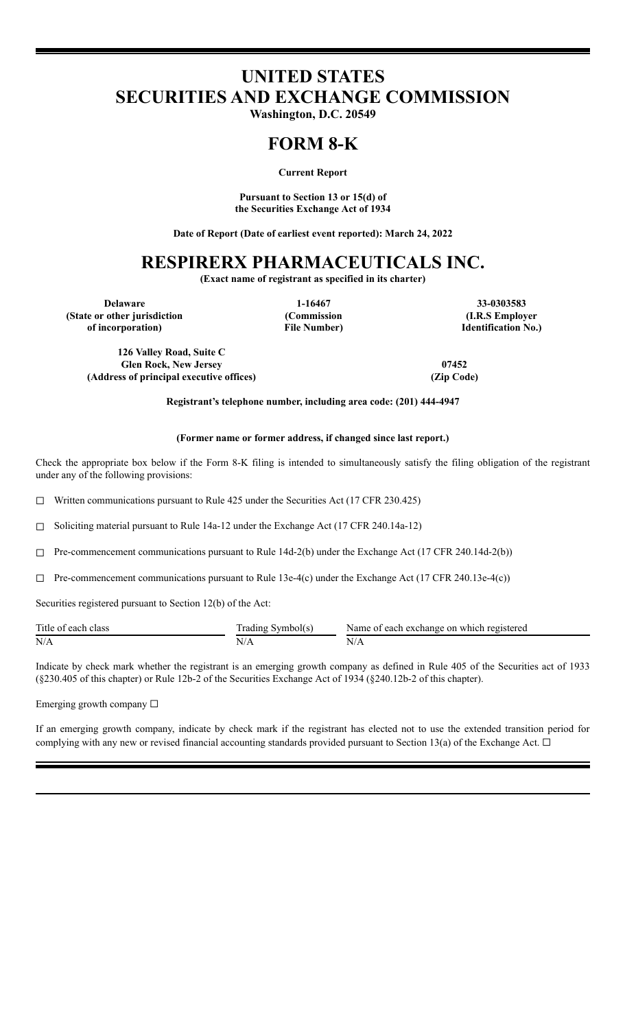# UNITED STATES SECURITIES AND EXCHANGE COMMISSION

**Washington, D.C. 20549**

# FORM 8-K

**Current Report**

**Pursuant to Section 13 or 15(d) of the Securities Exchange Act of 1934**

**Date of Report (Date of earliest event reported): March 24, 2022**

# RESPIRERX PHARMACEUTICALS INC.

**(Exact name of registrant as specified in its charter)**

| **Delaware** | **1-16467** | **33-0303583** |
|---|---|---|
| **(State or other jurisdiction of incorporation)** | **(Commission File Number)** | **(I.R.S Employer Identification No.)** |

| **126 Valley Road, Suite C Glen Rock, New Jersey** | **07452** |
|---|---|
| **(Address of principal executive offices)** | **(Zip Code)** |

**Registrant's telephone number, including area code: (201) 444-4947**

**(Former name or former address, if changed since last report.)**

Check the appropriate box below if the Form 8-K filing is intended to simultaneously satisfy the filing obligation of the registrant under any of the following provisions:

☐ Written communications pursuant to Rule 425 under the Securities Act (17 CFR 230.425)

☐ Soliciting material pursuant to Rule 14a-12 under the Exchange Act (17 CFR 240.14a-12)

☐ Pre-commencement communications pursuant to Rule 14d-2(b) under the Exchange Act (17 CFR 240.14d-2(b))

☐ Pre-commencement communications pursuant to Rule 13e-4(c) under the Exchange Act (17 CFR 240.13e-4(c))

Securities registered pursuant to Section 12(b) of the Act:

| Title of each class | Trading Symbol(s) | Name of each exchange on which registered |
|---|---|---|
| N/A | N/A | N/A |

Indicate by check mark whether the registrant is an emerging growth company as defined in Rule 405 of the Securities act of 1933 (§230.405 of this chapter) or Rule 12b-2 of the Securities Exchange Act of 1934 (§240.12b-2 of this chapter).

Emerging growth company ☐

If an emerging growth company, indicate by check mark if the registrant has elected not to use the extended transition period for complying with any new or revised financial accounting standards provided pursuant to Section 13(a) of the Exchange Act. ☐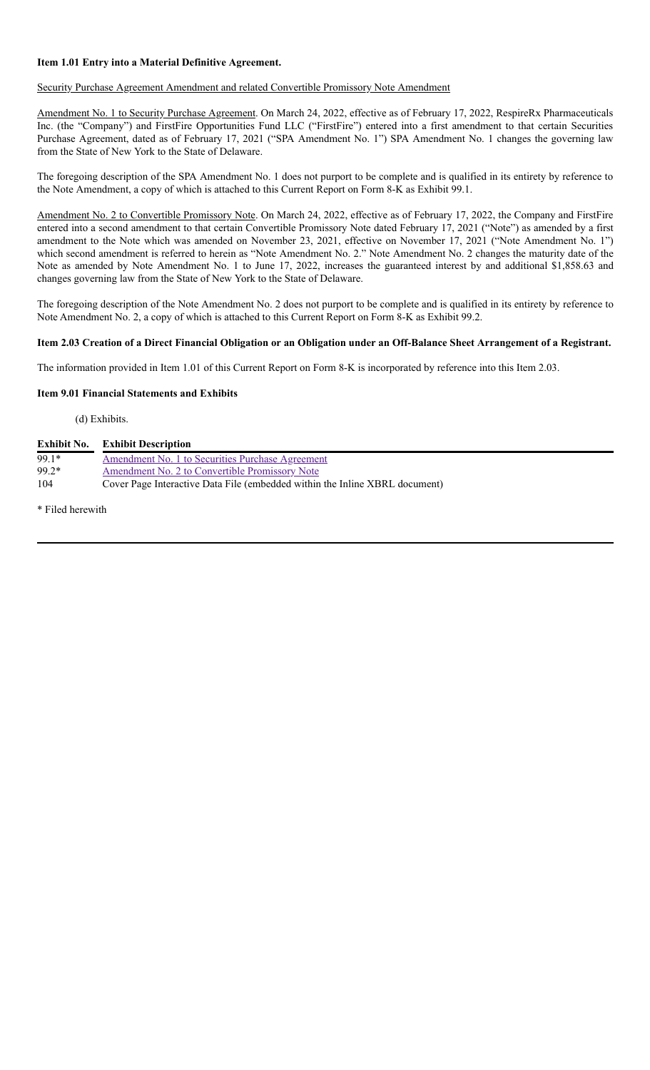**Item 1.01 Entry into a Material Definitive Agreement.**

Security Purchase Agreement Amendment and related Convertible Promissory Note Amendment

Amendment No. 1 to Security Purchase Agreement. On March 24, 2022, effective as of February 17, 2022, RespireRx Pharmaceuticals Inc. (the "Company") and FirstFire Opportunities Fund LLC ("FirstFire") entered into a first amendment to that certain Securities Purchase Agreement, dated as of February 17, 2021 ("SPA Amendment No. 1") SPA Amendment No. 1 changes the governing law from the State of New York to the State of Delaware.

The foregoing description of the SPA Amendment No. 1 does not purport to be complete and is qualified in its entirety by reference to the Note Amendment, a copy of which is attached to this Current Report on Form 8-K as Exhibit 99.1.

Amendment No. 2 to Convertible Promissory Note. On March 24, 2022, effective as of February 17, 2022, the Company and FirstFire entered into a second amendment to that certain Convertible Promissory Note dated February 17, 2021 ("Note") as amended by a first amendment to the Note which was amended on November 23, 2021, effective on November 17, 2021 ("Note Amendment No. 1") which second amendment is referred to herein as "Note Amendment No. 2." Note Amendment No. 2 changes the maturity date of the Note as amended by Note Amendment No. 1 to June 17, 2022, increases the guaranteed interest by and additional $1,858.63 and changes governing law from the State of New York to the State of Delaware.

The foregoing description of the Note Amendment No. 2 does not purport to be complete and is qualified in its entirety by reference to Note Amendment No. 2, a copy of which is attached to this Current Report on Form 8-K as Exhibit 99.2.

**Item 2.03 Creation of a Direct Financial Obligation or an Obligation under an Off-Balance Sheet Arrangement of a Registrant.**

The information provided in Item 1.01 of this Current Report on Form 8-K is incorporated by reference into this Item 2.03.

**Item 9.01 Financial Statements and Exhibits**

(d) Exhibits.

| Exhibit No. | Exhibit Description |
|---|---|
| 99.1* | Amendment No. 1 to Securities Purchase Agreement |
| 99.2* | Amendment No. 2 to Convertible Promissory Note |
| 104 | Cover Page Interactive Data File (embedded within the Inline XBRL document) |

* Filed herewith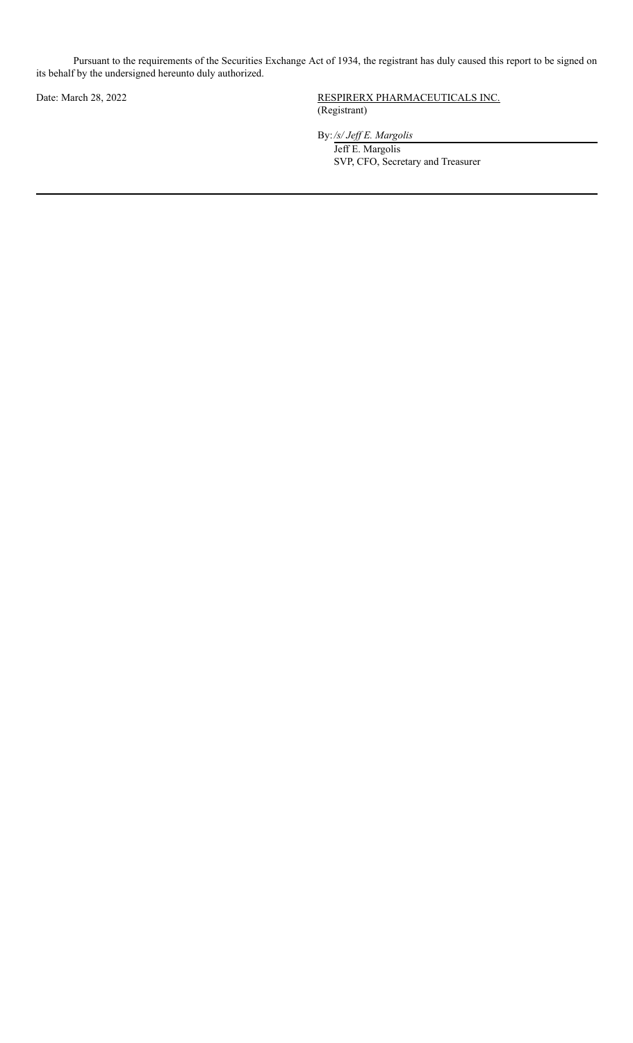Pursuant to the requirements of the Securities Exchange Act of 1934, the registrant has duly caused this report to be signed on its behalf by the undersigned hereunto duly authorized.

Date: March 28, 2022

RESPIRERX PHARMACEUTICALS INC.
(Registrant)

By: */s/ Jeff E. Margolis*
Jeff E. Margolis
SVP, CFO, Secretary and Treasurer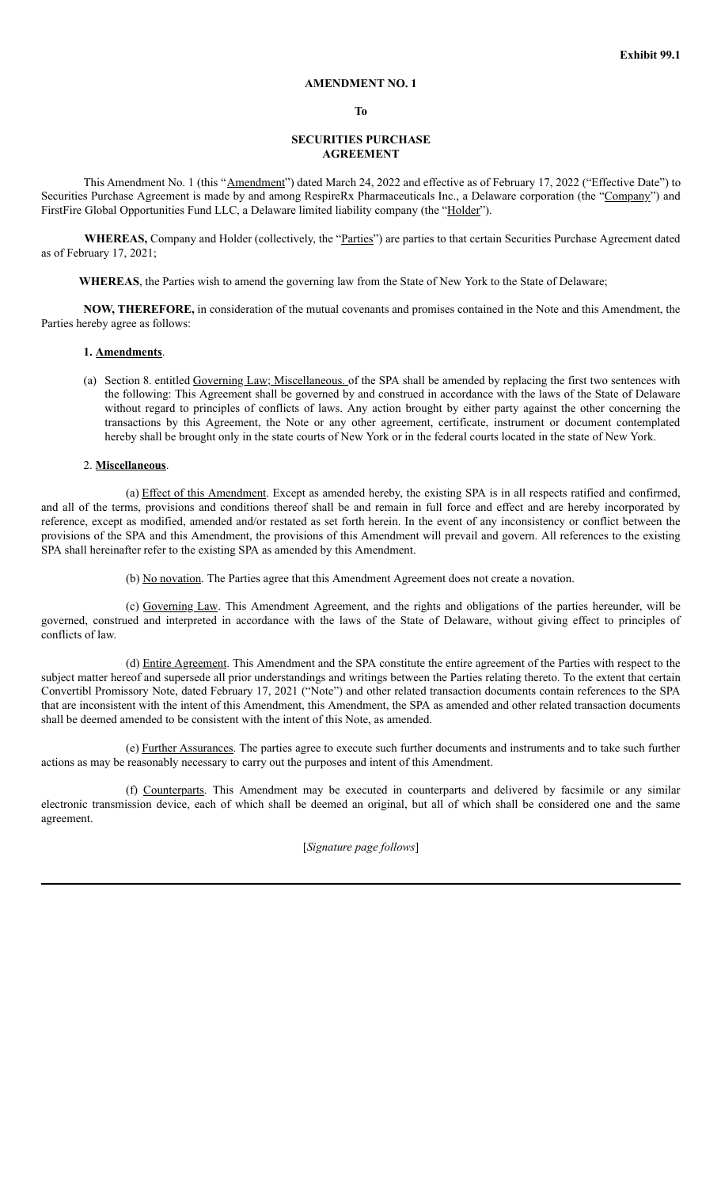**Exhibit 99.1**

**AMENDMENT NO. 1**

**To**

**SECURITIES PURCHASE AGREEMENT**

This Amendment No. 1 (this "Amendment") dated March 24, 2022 and effective as of February 17, 2022 ("Effective Date") to Securities Purchase Agreement is made by and among RespireRx Pharmaceuticals Inc., a Delaware corporation (the "Company") and FirstFire Global Opportunities Fund LLC, a Delaware limited liability company (the "Holder").

**WHEREAS,** Company and Holder (collectively, the "Parties") are parties to that certain Securities Purchase Agreement dated as of February 17, 2021;

**WHEREAS**, the Parties wish to amend the governing law from the State of New York to the State of Delaware;

**NOW, THEREFORE,** in consideration of the mutual covenants and promises contained in the Note and this Amendment, the Parties hereby agree as follows:

**1. Amendments**.

(a) Section 8. entitled Governing Law; Miscellaneous. of the SPA shall be amended by replacing the first two sentences with the following: This Agreement shall be governed by and construed in accordance with the laws of the State of Delaware without regard to principles of conflicts of laws. Any action brought by either party against the other concerning the transactions by this Agreement, the Note or any other agreement, certificate, instrument or document contemplated hereby shall be brought only in the state courts of New York or in the federal courts located in the state of New York.

2. **Miscellaneous**.

(a) Effect of this Amendment. Except as amended hereby, the existing SPA is in all respects ratified and confirmed, and all of the terms, provisions and conditions thereof shall be and remain in full force and effect and are hereby incorporated by reference, except as modified, amended and/or restated as set forth herein. In the event of any inconsistency or conflict between the provisions of the SPA and this Amendment, the provisions of this Amendment will prevail and govern. All references to the existing SPA shall hereinafter refer to the existing SPA as amended by this Amendment.

(b) No novation. The Parties agree that this Amendment Agreement does not create a novation.

(c) Governing Law. This Amendment Agreement, and the rights and obligations of the parties hereunder, will be governed, construed and interpreted in accordance with the laws of the State of Delaware, without giving effect to principles of conflicts of law.

(d) Entire Agreement. This Amendment and the SPA constitute the entire agreement of the Parties with respect to the subject matter hereof and supersede all prior understandings and writings between the Parties relating thereto. To the extent that certain Convertibl Promissory Note, dated February 17, 2021 ("Note") and other related transaction documents contain references to the SPA that are inconsistent with the intent of this Amendment, this Amendment, the SPA as amended and other related transaction documents shall be deemed amended to be consistent with the intent of this Note, as amended.

(e) Further Assurances. The parties agree to execute such further documents and instruments and to take such further actions as may be reasonably necessary to carry out the purposes and intent of this Amendment.

(f) Counterparts. This Amendment may be executed in counterparts and delivered by facsimile or any similar electronic transmission device, each of which shall be deemed an original, but all of which shall be considered one and the same agreement.

[*Signature page follows*]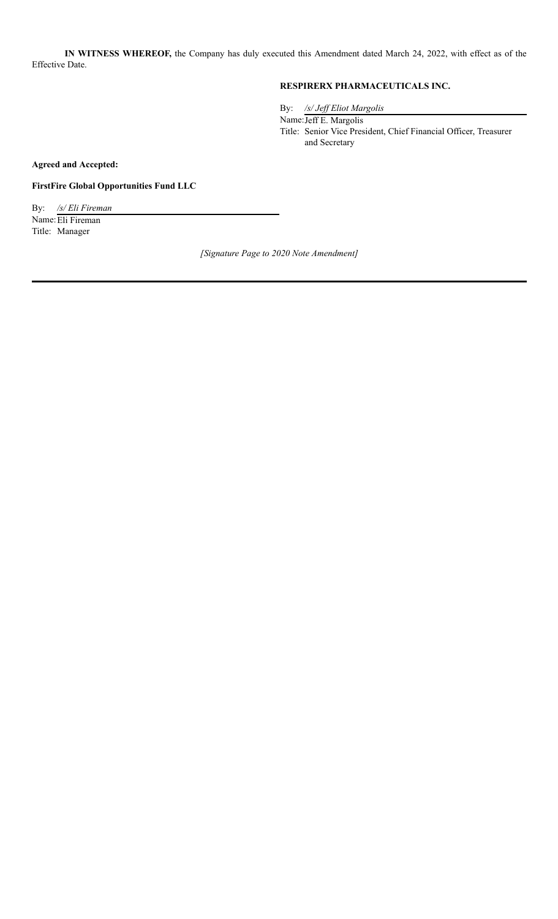**IN WITNESS WHEREOF,** the Company has duly executed this Amendment dated March 24, 2022, with effect as of the Effective Date.

**RESPIRERX PHARMACEUTICALS INC.**

By: */s/ Jeff Eliot Margolis*

Name: Jeff E. Margolis

Title: Senior Vice President, Chief Financial Officer, Treasurer and Secretary

**Agreed and Accepted:**

**FirstFire Global Opportunities Fund LLC**

By: */s/ Eli Fireman*

Name: Eli Fireman

Title: Manager

*[Signature Page to 2020 Note Amendment]*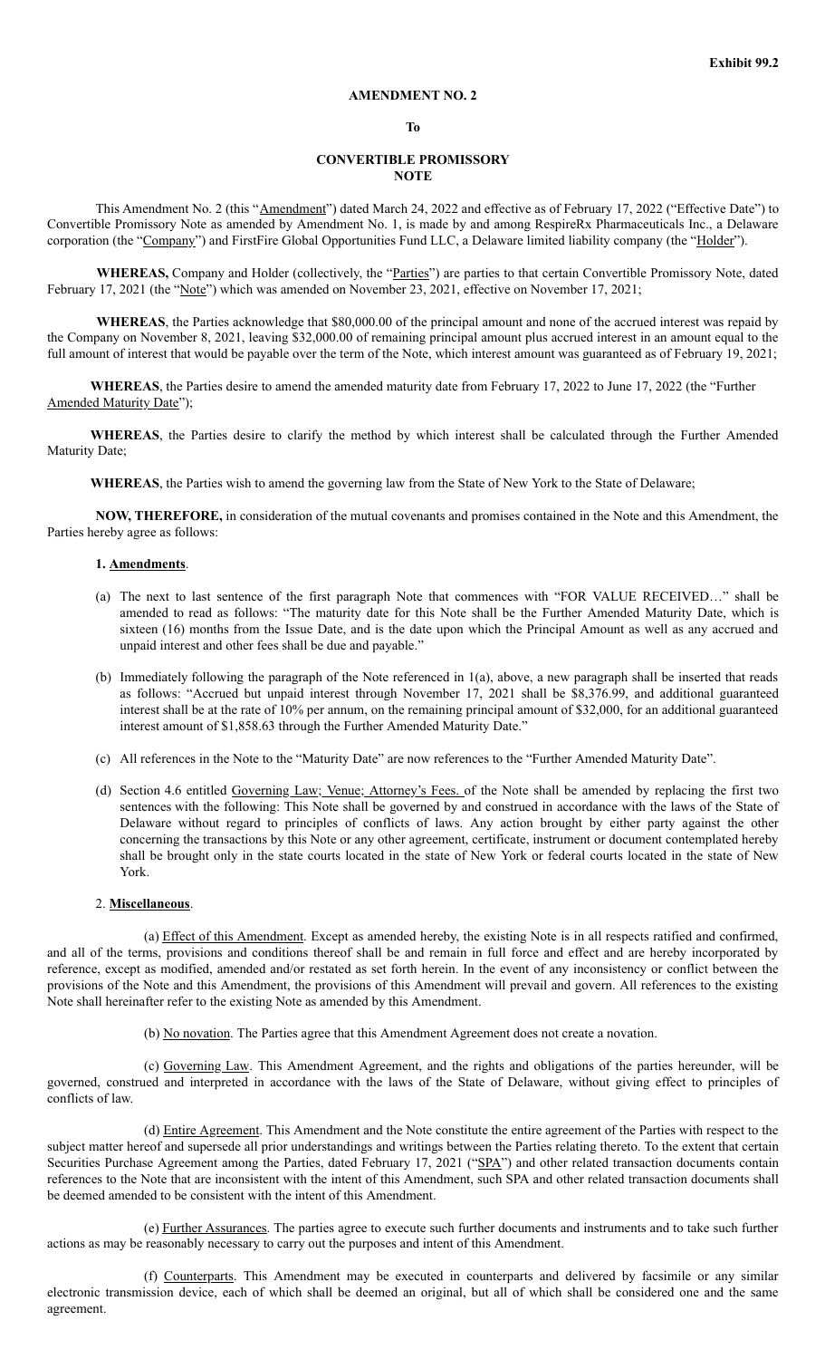**Exhibit 99.2**

**AMENDMENT NO. 2**

**To**

**CONVERTIBLE PROMISSORY NOTE**

This Amendment No. 2 (this "<u>Amendment</u>") dated March 24, 2022 and effective as of February 17, 2022 ("Effective Date") to Convertible Promissory Note as amended by Amendment No. 1, is made by and among RespireRx Pharmaceuticals Inc., a Delaware corporation (the "<u>Company</u>") and FirstFire Global Opportunities Fund LLC, a Delaware limited liability company (the "<u>Holder</u>").

**WHEREAS,** Company and Holder (collectively, the "<u>Parties</u>") are parties to that certain Convertible Promissory Note, dated February 17, 2021 (the "<u>Note</u>") which was amended on November 23, 2021, effective on November 17, 2021;

**WHEREAS**, the Parties acknowledge that $80,000.00 of the principal amount and none of the accrued interest was repaid by the Company on November 8, 2021, leaving $32,000.00 of remaining principal amount plus accrued interest in an amount equal to the full amount of interest that would be payable over the term of the Note, which interest amount was guaranteed as of February 19, 2021;

**WHEREAS**, the Parties desire to amend the amended maturity date from February 17, 2022 to June 17, 2022 (the "Further <u>Amended Maturity Date</u>");

**WHEREAS**, the Parties desire to clarify the method by which interest shall be calculated through the Further Amended Maturity Date;

**WHEREAS**, the Parties wish to amend the governing law from the State of New York to the State of Delaware;

**NOW, THEREFORE,** in consideration of the mutual covenants and promises contained in the Note and this Amendment, the Parties hereby agree as follows:

**1. <u>Amendments</u>**.

(a) The next to last sentence of the first paragraph Note that commences with "FOR VALUE RECEIVED…" shall be amended to read as follows: "The maturity date for this Note shall be the Further Amended Maturity Date, which is sixteen (16) months from the Issue Date, and is the date upon which the Principal Amount as well as any accrued and unpaid interest and other fees shall be due and payable."

(b) Immediately following the paragraph of the Note referenced in 1(a), above, a new paragraph shall be inserted that reads as follows: "Accrued but unpaid interest through November 17, 2021 shall be $8,376.99, and additional guaranteed interest shall be at the rate of 10% per annum, on the remaining principal amount of $32,000, for an additional guaranteed interest amount of $1,858.63 through the Further Amended Maturity Date."

(c) All references in the Note to the "Maturity Date" are now references to the "Further Amended Maturity Date".

(d) Section 4.6 entitled <u>Governing Law; Venue; Attorney's Fees.</u> of the Note shall be amended by replacing the first two sentences with the following: This Note shall be governed by and construed in accordance with the laws of the State of Delaware without regard to principles of conflicts of laws. Any action brought by either party against the other concerning the transactions by this Note or any other agreement, certificate, instrument or document contemplated hereby shall be brought only in the state courts located in the state of New York or federal courts located in the state of New York.

2. **<u>Miscellaneous</u>**.

(a) <u>Effect of this Amendment</u>. Except as amended hereby, the existing Note is in all respects ratified and confirmed, and all of the terms, provisions and conditions thereof shall be and remain in full force and effect and are hereby incorporated by reference, except as modified, amended and/or restated as set forth herein. In the event of any inconsistency or conflict between the provisions of the Note and this Amendment, the provisions of this Amendment will prevail and govern. All references to the existing Note shall hereinafter refer to the existing Note as amended by this Amendment.

(b) <u>No novation</u>. The Parties agree that this Amendment Agreement does not create a novation.

(c) <u>Governing Law</u>. This Amendment Agreement, and the rights and obligations of the parties hereunder, will be governed, construed and interpreted in accordance with the laws of the State of Delaware, without giving effect to principles of conflicts of law.

(d) <u>Entire Agreement</u>. This Amendment and the Note constitute the entire agreement of the Parties with respect to the subject matter hereof and supersede all prior understandings and writings between the Parties relating thereto. To the extent that certain Securities Purchase Agreement among the Parties, dated February 17, 2021 ("<u>SPA</u>") and other related transaction documents contain references to the Note that are inconsistent with the intent of this Amendment, such SPA and other related transaction documents shall be deemed amended to be consistent with the intent of this Amendment.

(e) <u>Further Assurances</u>. The parties agree to execute such further documents and instruments and to take such further actions as may be reasonably necessary to carry out the purposes and intent of this Amendment.

(f) <u>Counterparts</u>. This Amendment may be executed in counterparts and delivered by facsimile or any similar electronic transmission device, each of which shall be deemed an original, but all of which shall be considered one and the same agreement.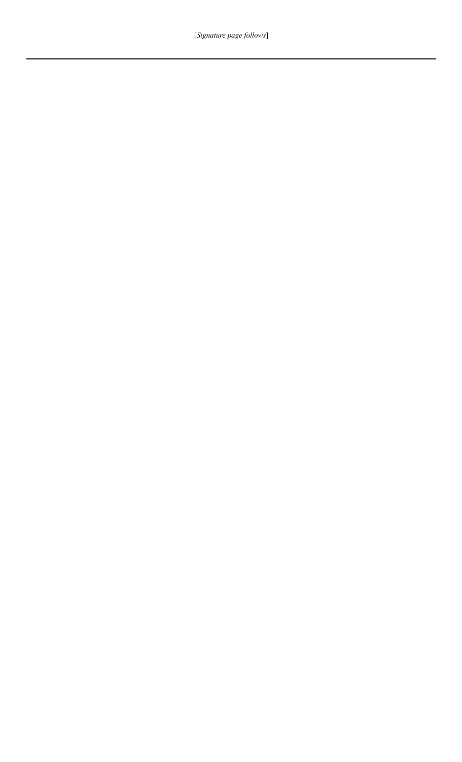[*Signature page follows*]

---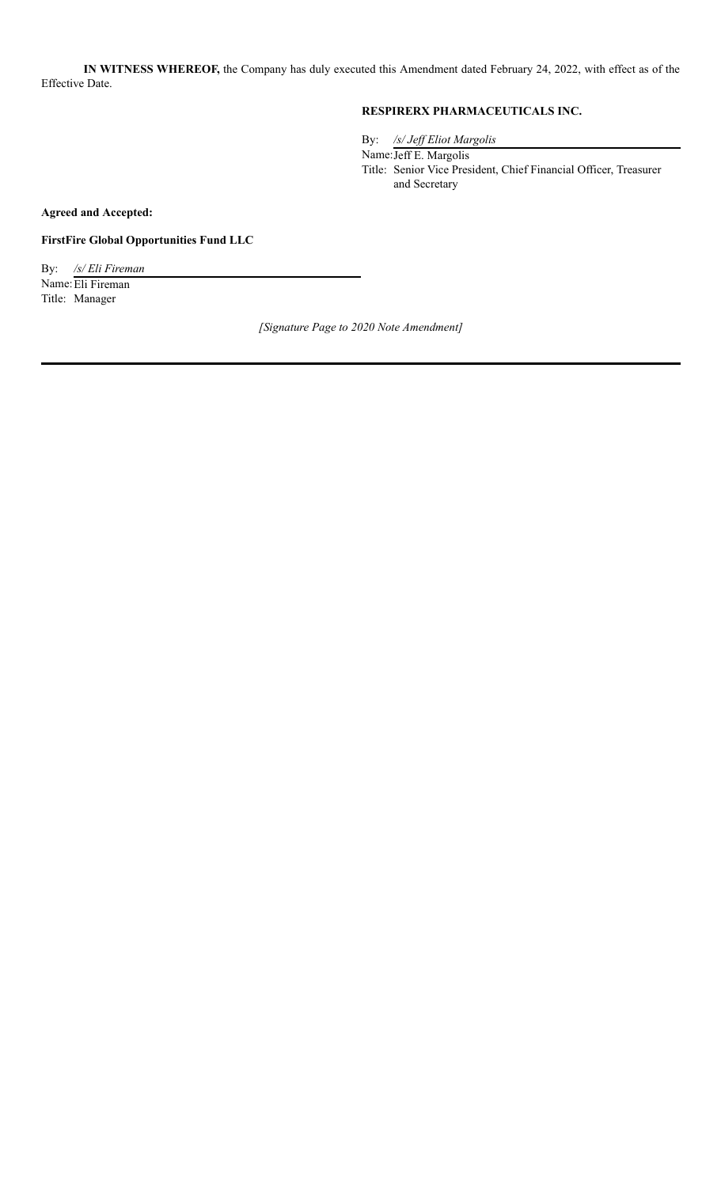**IN WITNESS WHEREOF,** the Company has duly executed this Amendment dated February 24, 2022, with effect as of the Effective Date.

**RESPIRERX PHARMACEUTICALS INC.**

By: */s/ Jeff Eliot Margolis*
Name: Jeff E. Margolis
Title: Senior Vice President, Chief Financial Officer, Treasurer and Secretary

**Agreed and Accepted:**

**FirstFire Global Opportunities Fund LLC**

By: */s/ Eli Fireman*
Name: Eli Fireman
Title: Manager

*[Signature Page to 2020 Note Amendment]*